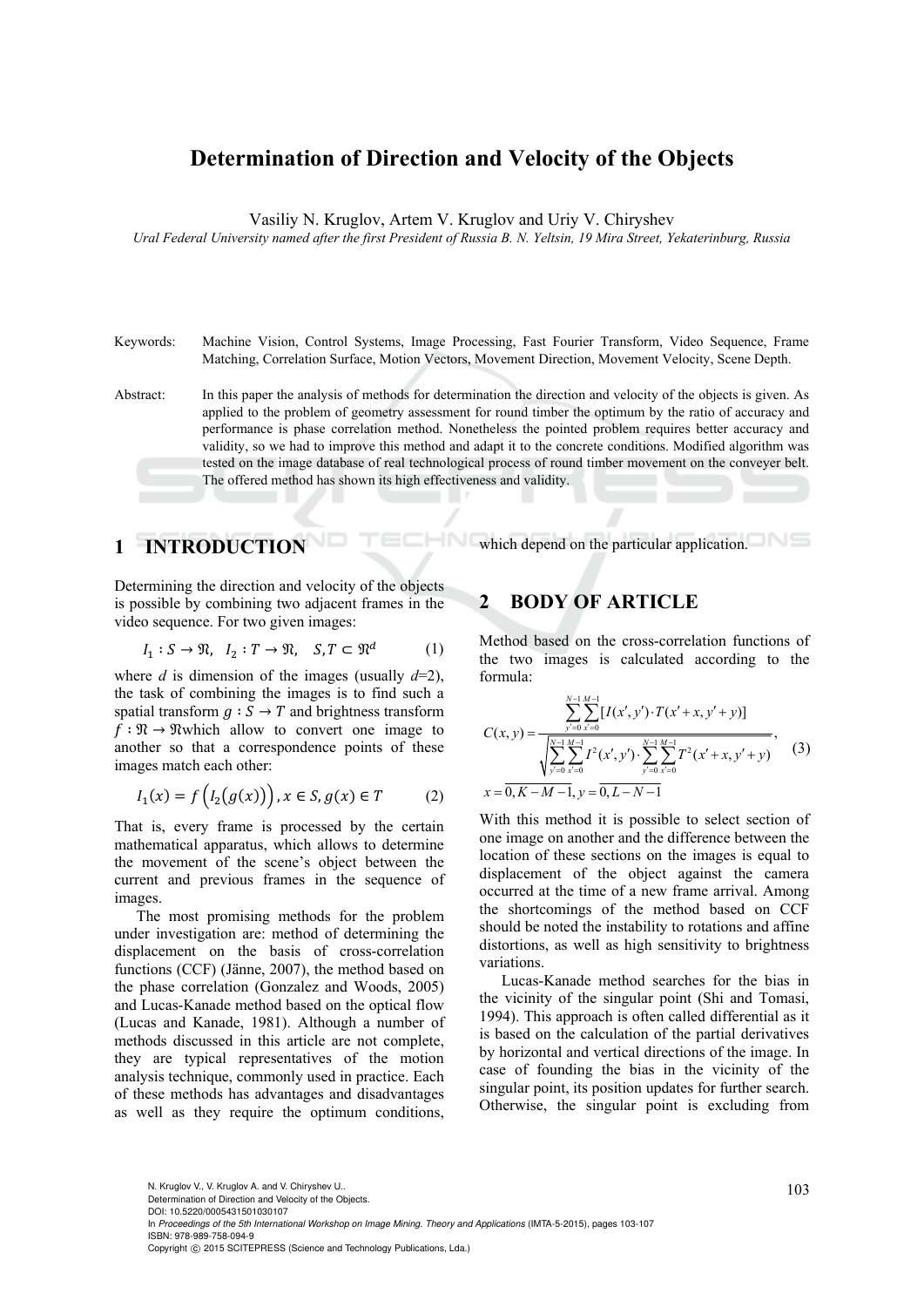# Determination of Direction and Velocity of the Objects

Vasiliy N. Kruglov, Artem V. Kruglov and Uriy V. Chiryshev

*Ural Federal University named after the first President of Russia B. N. Yeltsin, 19 Mira Street, Yekaterinburg, Russia*

Keywords: Machine Vision, Control Systems, Image Processing, Fast Fourier Transform, Video Sequence, Frame Matching, Correlation Surface, Motion Vectors, Movement Direction, Movement Velocity, Scene Depth.

Abstract: In this paper the analysis of methods for determination the direction and velocity of the objects is given. As applied to the problem of geometry assessment for round timber the optimum by the ratio of accuracy and performance is phase correlation method. Nonetheless the pointed problem requires better accuracy and validity, so we had to improve this method and adapt it to the concrete conditions. Modified algorithm was tested on the image database of real technological process of round timber movement on the conveyer belt. The offered method has shown its high effectiveness and validity.

## 1 INTRODUCTION

Determining the direction and velocity of the objects is possible by combining two adjacent frames in the video sequence. For two given images:

$$I_1 : S \to \mathfrak{R}, \quad I_2 : T \to \mathfrak{R}, \quad S, T \subset \mathfrak{R}^d \tag{1}$$

where $d$ is dimension of the images (usually $d$=2), the task of combining the images is to find such a spatial transform $g : S \to T$ and brightness transform $f : \mathfrak{R} \to \mathfrak{R}$which allow to convert one image to another so that a correspondence points of these images match each other:

$$I_1(x) = f\left(I_2\big(g(x)\big)\right), x \in S, g(x) \in T \tag{2}$$

That is, every frame is processed by the certain mathematical apparatus, which allows to determine the movement of the scene's object between the current and previous frames in the sequence of images.

The most promising methods for the problem under investigation are: method of determining the displacement on the basis of cross-correlation functions (CCF) (Jänne, 2007), the method based on the phase correlation (Gonzalez and Woods, 2005) and Lucas-Kanade method based on the optical flow (Lucas and Kanade, 1981). Although a number of methods discussed in this article are not complete, they are typical representatives of the motion analysis technique, commonly used in practice. Each of these methods has advantages and disadvantages as well as they require the optimum conditions, which depend on the particular application.

## 2 BODY OF ARTICLE

Method based on the cross-correlation functions of the two images is calculated according to the formula:

$$C(x,y) = \frac{\sum_{y'=0}^{N-1}\sum_{x'=0}^{M-1}[I(x',y')\cdot T(x'+x,y'+y)]}{\sqrt{\sum_{y'=0}^{N-1}\sum_{x'=0}^{M-1}I^2(x',y')\cdot\sum_{y'=0}^{N-1}\sum_{x'=0}^{M-1}T^2(x'+x,y'+y)}}, \tag{3}$$

$$x = \overline{0, K-M-1}, y = \overline{0, L-N-1}$$

With this method it is possible to select section of one image on another and the difference between the location of these sections on the images is equal to displacement of the object against the camera occurred at the time of a new frame arrival. Among the shortcomings of the method based on CCF should be noted the instability to rotations and affine distortions, as well as high sensitivity to brightness variations.

Lucas-Kanade method searches for the bias in the vicinity of the singular point (Shi and Tomasi, 1994). This approach is often called differential as it is based on the calculation of the partial derivatives by horizontal and vertical directions of the image. In case of founding the bias in the vicinity of the singular point, its position updates for further search. Otherwise, the singular point is excluding from

N. Kruglov V., V. Kruglov A. and V. Chiryshev U..
Determination of Direction and Velocity of the Objects.
DOI: 10.5220/0005431501030107
In *Proceedings of the 5th International Workshop on Image Mining. Theory and Applications* (IMTA-5-2015), pages 103-107
ISBN: 978-989-758-094-9
Copyright © 2015 SCITEPRESS (Science and Technology Publications, Lda.)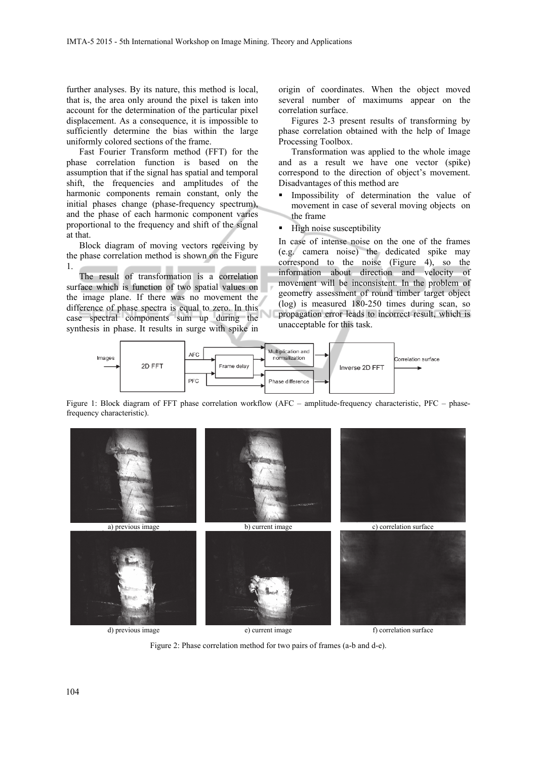further analyses. By its nature, this method is local, that is, the area only around the pixel is taken into account for the determination of the particular pixel displacement. As a consequence, it is impossible to sufficiently determine the bias within the large uniformly colored sections of the frame.

Fast Fourier Transform method (FFT) for the phase correlation function is based on the assumption that if the signal has spatial and temporal shift, the frequencies and amplitudes of the harmonic components remain constant, only the initial phases change (phase-frequency spectrum), and the phase of each harmonic component varies proportional to the frequency and shift of the signal at that.

Block diagram of moving vectors receiving by the phase correlation method is shown on the Figure 1.

The result of transformation is a correlation surface which is function of two spatial values on the image plane. If there was no movement the difference of phase spectra is equal to zero. In this case spectral components sum up during the synthesis in phase. It results in surge with spike in origin of coordinates. When the object moved several number of maximums appear on the correlation surface.

Figures 2-3 present results of transforming by phase correlation obtained with the help of Image Processing Toolbox.

Transformation was applied to the whole image and as a result we have one vector (spike) correspond to the direction of object's movement. Disadvantages of this method are

- Impossibility of determination the value of movement in case of several moving objects on the frame
- High noise susceptibility

In case of intense noise on the one of the frames (e.g. camera noise) the dedicated spike may correspond to the noise (Figure 4), so the information about direction and velocity of movement will be inconsistent. In the problem of geometry assessment of round timber target object (log) is measured 180-250 times during scan, so propagation error leads to incorrect result, which is unacceptable for this task.

Figure 1: Block diagram of FFT phase correlation workflow (AFC – amplitude-frequency characteristic, PFC – phase-frequency characteristic).

a) previous image b) current image c) correlation surface

d) previous image e) current image f) correlation surface

Figure 2: Phase correlation method for two pairs of frames (a-b and d-e).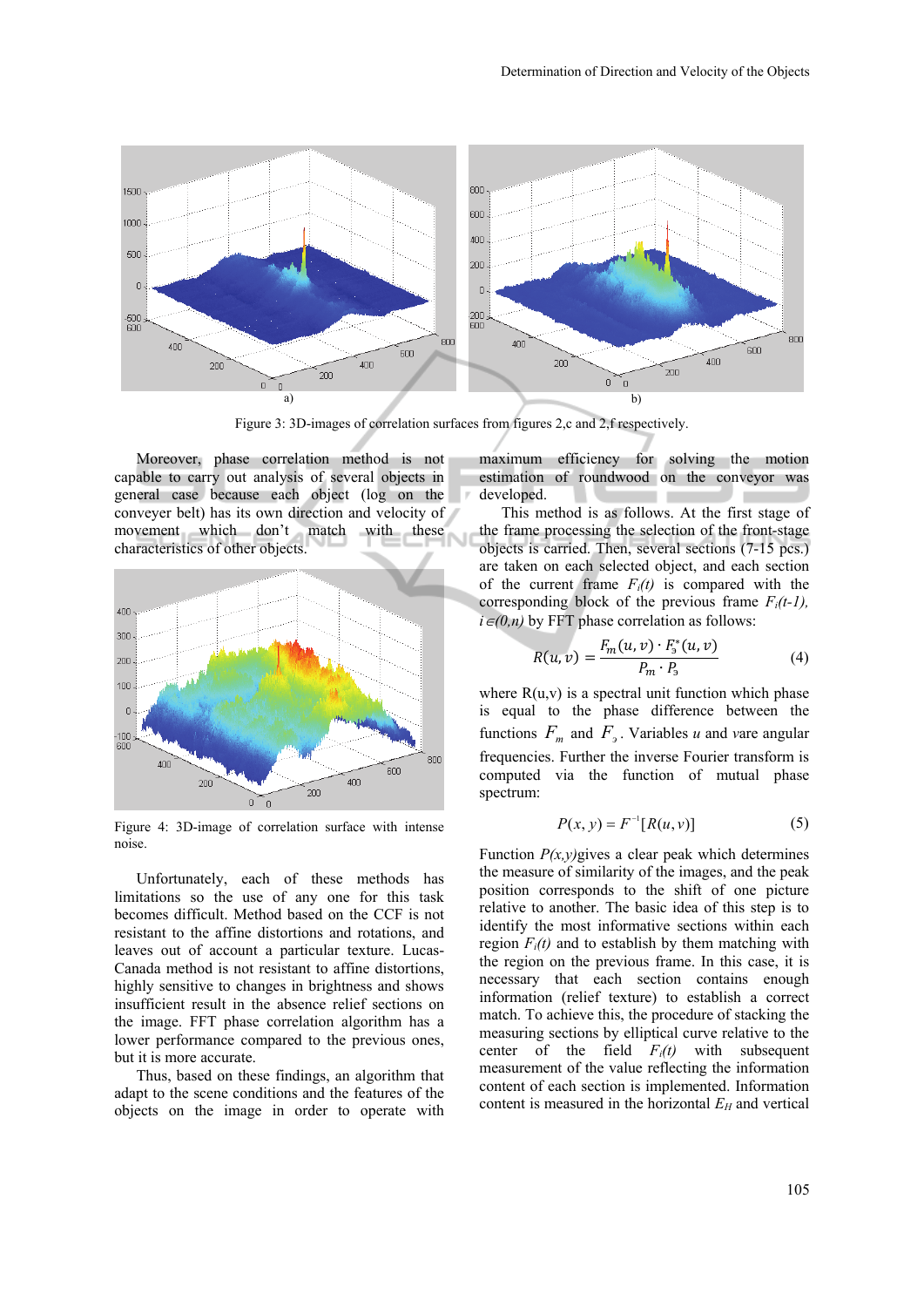Figure 3: 3D-images of correlation surfaces from figures 2,c and 2,f respectively.

Moreover, phase correlation method is not capable to carry out analysis of several objects in general case because each object (log on the conveyer belt) has its own direction and velocity of movement which don't match with these characteristics of other objects.

Figure 4: 3D-image of correlation surface with intense noise.

Unfortunately, each of these methods has limitations so the use of any one for this task becomes difficult. Method based on the CCF is not resistant to the affine distortions and rotations, and leaves out of account a particular texture. Lucas-Canada method is not resistant to affine distortions, highly sensitive to changes in brightness and shows insufficient result in the absence relief sections on the image. FFT phase correlation algorithm has a lower performance compared to the previous ones, but it is more accurate.

Thus, based on these findings, an algorithm that adapt to the scene conditions and the features of the objects on the image in order to operate with maximum efficiency for solving the motion estimation of roundwood on the conveyor was developed.

This method is as follows. At the first stage of the frame processing the selection of the front-stage objects is carried. Then, several sections (7-15 pcs.) are taken on each selected object, and each section of the current frame $F_i(t)$ is compared with the corresponding block of the previous frame $F_i(t\text{-}1)$, $i \in (0,n)$ by FFT phase correlation as follows:

$$R(u,v) = \frac{F_m(u,v) \cdot F_э^*(u,v)}{P_m \cdot P_э} \qquad (4)$$

where R(u,v) is a spectral unit function which phase is equal to the phase difference between the functions $F_m$ and $F_э$. Variables $u$ and $v$are angular frequencies. Further the inverse Fourier transform is computed via the function of mutual phase spectrum:

$$P(x,y) = F^{-1}[R(u,v)] \qquad (5)$$

Function $P(x,y)$gives a clear peak which determines the measure of similarity of the images, and the peak position corresponds to the shift of one picture relative to another. The basic idea of this step is to identify the most informative sections within each region $F_i(t)$ and to establish by them matching with the region on the previous frame. In this case, it is necessary that each section contains enough information (relief texture) to establish a correct match. To achieve this, the procedure of stacking the measuring sections by elliptical curve relative to the center of the field $F_i(t)$ with subsequent measurement of the value reflecting the information content of each section is implemented. Information content is measured in the horizontal $E_H$ and vertical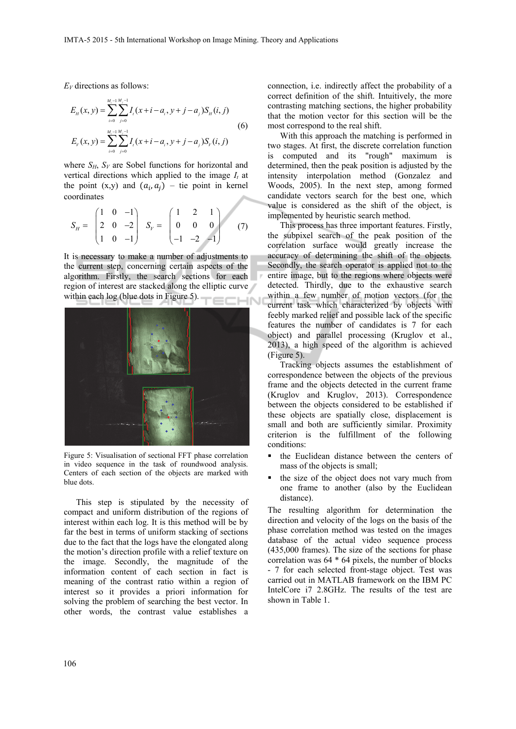$E_V$ directions as follows:

$$E_H(x,y)=\sum_{i=0}^{M_t-1}\sum_{j=0}^{M_t-1} I_t(x+i-a_i,y+j-a_j)S_H(i,j)$$
$$E_V(x,y)=\sum_{i=0}^{M_t-1}\sum_{j=0}^{M_t-1} I_t(x+i-a_i,y+j-a_j)S_V(i,j) \quad (6)$$

where $S_H$, $S_V$ are Sobel functions for horizontal and vertical directions which applied to the image $I_t$ at the point (x,y) and $(a_i, a_j)$ – tie point in kernel coordinates

$$S_H=\begin{pmatrix}1 & 0 & -1\\ 2 & 0 & -2\\ 1 & 0 & -1\end{pmatrix} \quad S_V=\begin{pmatrix}1 & 2 & 1\\ 0 & 0 & 0\\ -1 & -2 & -1\end{pmatrix} \quad (7)$$

It is necessary to make a number of adjustments to the current step, concerning certain aspects of the algorithm. Firstly, the search sections for each region of interest are stacked along the elliptic curve within each log (blue dots in Figure 5).

Figure 5: Visualisation of sectional FFT phase correlation in video sequence in the task of roundwood analysis. Centers of each section of the objects are marked with blue dots.

This step is stipulated by the necessity of compact and uniform distribution of the regions of interest within each log. It is this method will be by far the best in terms of uniform stacking of sections due to the fact that the logs have the elongated along the motion's direction profile with a relief texture on the image. Secondly, the magnitude of the information content of each section in fact is meaning of the contrast ratio within a region of interest so it provides a priori information for solving the problem of searching the best vector. In other words, the contrast value establishes a connection, i.e. indirectly affect the probability of a correct definition of the shift. Intuitively, the more contrasting matching sections, the higher probability that the motion vector for this section will be the most correspond to the real shift.

With this approach the matching is performed in two stages. At first, the discrete correlation function is computed and its "rough" maximum is determined, then the peak position is adjusted by the intensity interpolation method (Gonzalez and Woods, 2005). In the next step, among formed candidate vectors search for the best one, which value is considered as the shift of the object, is implemented by heuristic search method.

This process has three important features. Firstly, the subpixel search of the peak position of the correlation surface would greatly increase the accuracy of determining the shift of the objects. Secondly, the search operator is applied not to the entire image, but to the regions where objects were detected. Thirdly, due to the exhaustive search within a few number of motion vectors (for the current task which characterized by objects with feebly marked relief and possible lack of the specific features the number of candidates is 7 for each object) and parallel processing (Kruglov et al., 2013), a high speed of the algorithm is achieved (Figure 5).

Tracking objects assumes the establishment of correspondence between the objects of the previous frame and the objects detected in the current frame (Kruglov and Kruglov, 2013). Correspondence between the objects considered to be established if these objects are spatially close, displacement is small and both are sufficiently similar. Proximity criterion is the fulfillment of the following conditions:

- the Euclidean distance between the centers of mass of the objects is small;
- the size of the object does not vary much from one frame to another (also by the Euclidean distance).

The resulting algorithm for determination the direction and velocity of the logs on the basis of the phase correlation method was tested on the images database of the actual video sequence process (435,000 frames). The size of the sections for phase correlation was 64 * 64 pixels, the number of blocks - 7 for each selected front-stage object. Test was carried out in MATLAB framework on the IBM PC IntelCore i7 2.8GHz. The results of the test are shown in Table 1.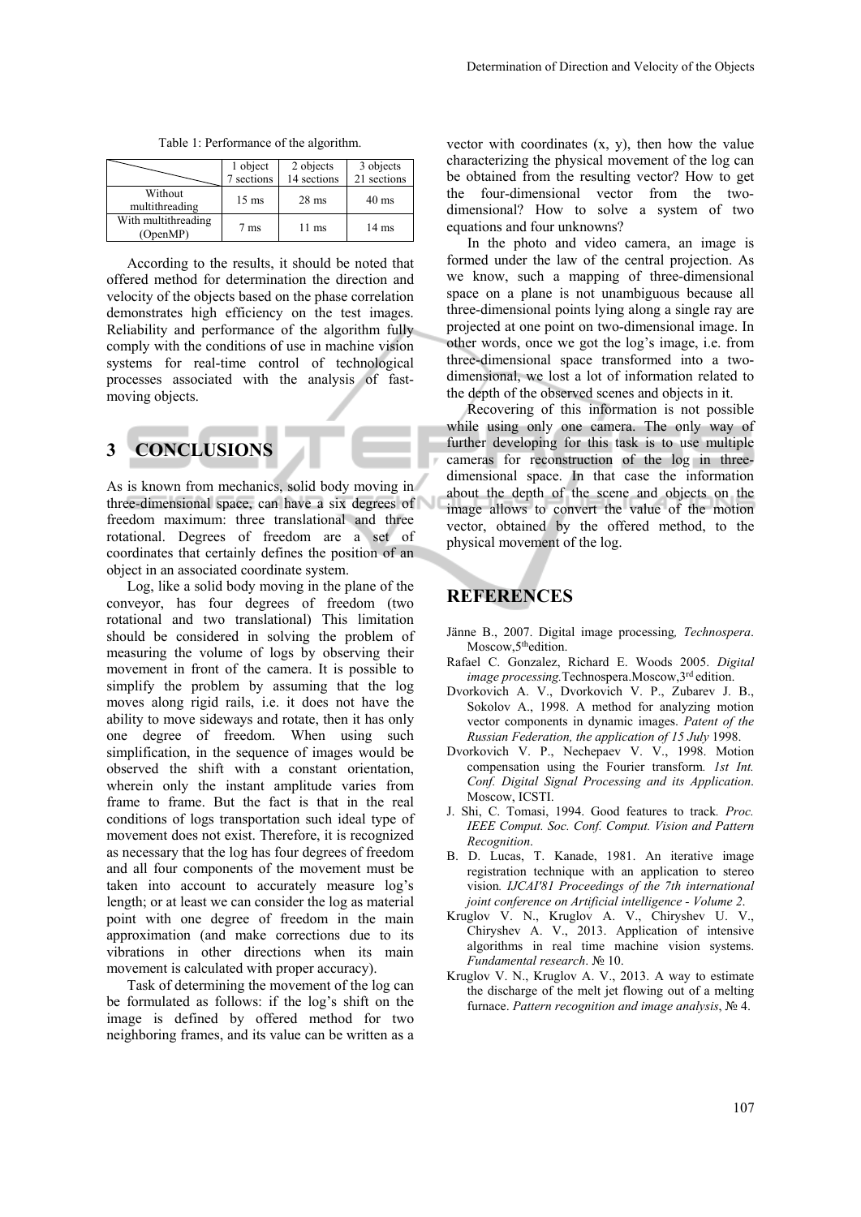Table 1: Performance of the algorithm.

| | 1 object 7 sections | 2 objects 14 sections | 3 objects 21 sections |
|---|---|---|---|
| Without multithreading | 15 ms | 28 ms | 40 ms |
| With multithreading (OpenMP) | 7 ms | 11 ms | 14 ms |

According to the results, it should be noted that offered method for determination the direction and velocity of the objects based on the phase correlation demonstrates high efficiency on the test images. Reliability and performance of the algorithm fully comply with the conditions of use in machine vision systems for real-time control of technological processes associated with the analysis of fast-moving objects.

## 3 CONCLUSIONS

As is known from mechanics, solid body moving in three-dimensional space, can have a six degrees of freedom maximum: three translational and three rotational. Degrees of freedom are a set of coordinates that certainly defines the position of an object in an associated coordinate system.

Log, like a solid body moving in the plane of the conveyor, has four degrees of freedom (two rotational and two translational) This limitation should be considered in solving the problem of measuring the volume of logs by observing their movement in front of the camera. It is possible to simplify the problem by assuming that the log moves along rigid rails, i.e. it does not have the ability to move sideways and rotate, then it has only one degree of freedom. When using such simplification, in the sequence of images would be observed the shift with a constant orientation, wherein only the instant amplitude varies from frame to frame. But the fact is that in the real conditions of logs transportation such ideal type of movement does not exist. Therefore, it is recognized as necessary that the log has four degrees of freedom and all four components of the movement must be taken into account to accurately measure log's length; or at least we can consider the log as material point with one degree of freedom in the main approximation (and make corrections due to its vibrations in other directions when its main movement is calculated with proper accuracy).

Task of determining the movement of the log can be formulated as follows: if the log's shift on the image is defined by offered method for two neighboring frames, and its value can be written as a vector with coordinates (x, y), then how the value characterizing the physical movement of the log can be obtained from the resulting vector? How to get the four-dimensional vector from the two-dimensional? How to solve a system of two equations and four unknowns?

In the photo and video camera, an image is formed under the law of the central projection. As we know, such a mapping of three-dimensional space on a plane is not unambiguous because all three-dimensional points lying along a single ray are projected at one point on two-dimensional image. In other words, once we got the log's image, i.e. from three-dimensional space transformed into a two-dimensional, we lost a lot of information related to the depth of the observed scenes and objects in it.

Recovering of this information is not possible while using only one camera. The only way of further developing for this task is to use multiple cameras for reconstruction of the log in three-dimensional space. In that case the information about the depth of the scene and objects on the image allows to convert the value of the motion vector, obtained by the offered method, to the physical movement of the log.

## REFERENCES

Jänne B., 2007. Digital image processing, *Technospera*. Moscow,5th edition.

Rafael C. Gonzalez, Richard E. Woods 2005. *Digital image processing.*Technospera.Moscow,3rd edition.

Dvorkovich A. V., Dvorkovich V. P., Zubarev J. B., Sokolov A., 1998. A method for analyzing motion vector components in dynamic images. *Patent of the Russian Federation, the application of 15 July* 1998.

Dvorkovich V. P., Nechepaev V. V., 1998. Motion compensation using the Fourier transform. *1st Int. Conf. Digital Signal Processing and its Application*. Moscow, ICSTI.

J. Shi, C. Tomasi, 1994. Good features to track. *Proc. IEEE Comput. Soc. Conf. Comput. Vision and Pattern Recognition*.

B. D. Lucas, T. Kanade, 1981. An iterative image registration technique with an application to stereo vision. *IJCAI'81 Proceedings of the 7th international joint conference on Artificial intelligence - Volume 2*.

Kruglov V. N., Kruglov A. V., Chiryshev U. V., Chiryshev A. V., 2013. Application of intensive algorithms in real time machine vision systems. *Fundamental research*. № 10.

Kruglov V. N., Kruglov A. V., 2013. A way to estimate the discharge of the melt jet flowing out of a melting furnace. *Pattern recognition and image analysis*, № 4.